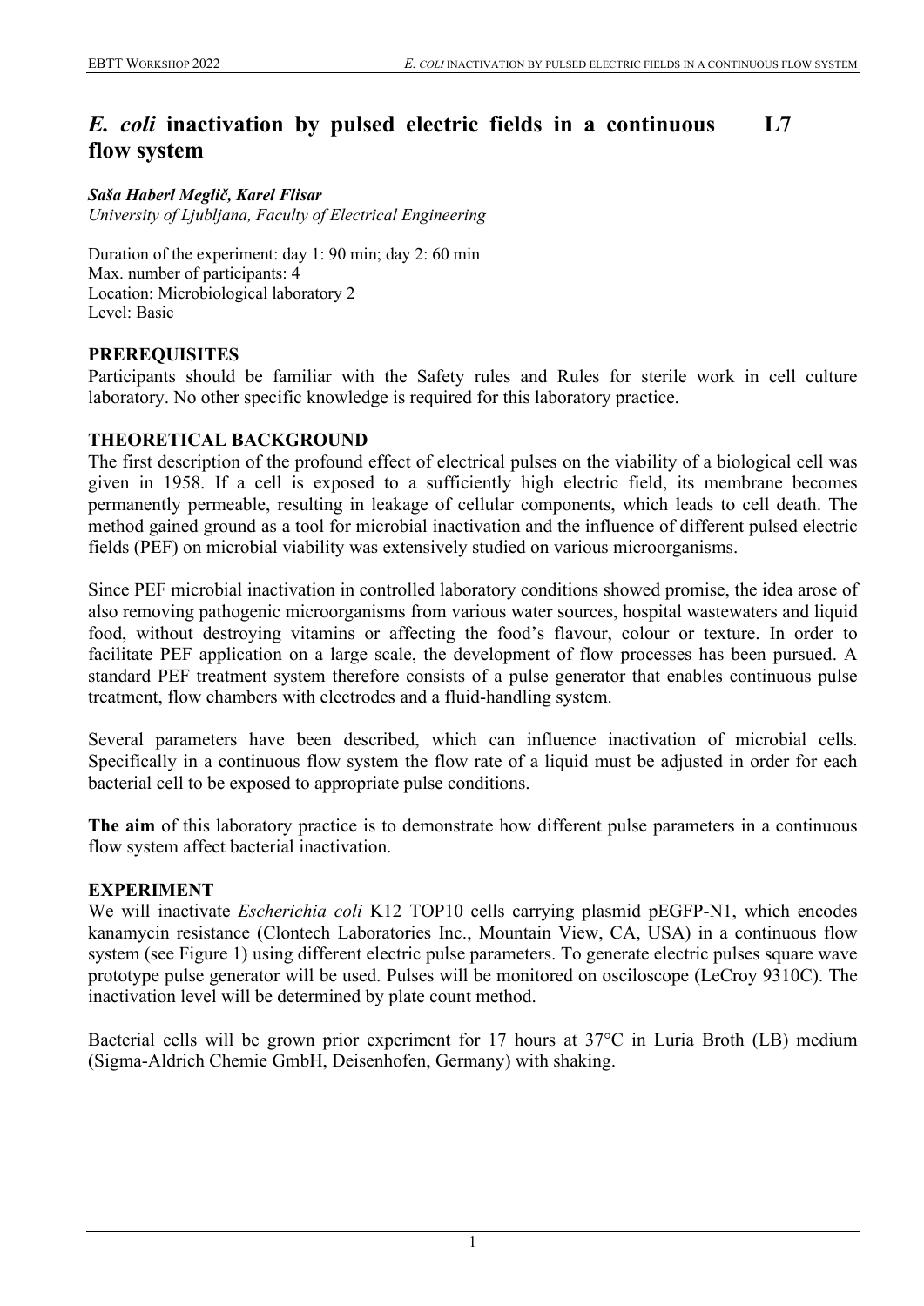# *E. coli* inactivation by pulsed electric fields in a continuous flow system L7

***Saša Haberl Meglič, Karel Flisar***
*University of Ljubljana, Faculty of Electrical Engineering*

Duration of the experiment: day 1: 90 min; day 2: 60 min
Max. number of participants: 4
Location: Microbiological laboratory 2
Level: Basic

## PREREQUISITES

Participants should be familiar with the Safety rules and Rules for sterile work in cell culture laboratory. No other specific knowledge is required for this laboratory practice.

## THEORETICAL BACKGROUND

The first description of the profound effect of electrical pulses on the viability of a biological cell was given in 1958. If a cell is exposed to a sufficiently high electric field, its membrane becomes permanently permeable, resulting in leakage of cellular components, which leads to cell death. The method gained ground as a tool for microbial inactivation and the influence of different pulsed electric fields (PEF) on microbial viability was extensively studied on various microorganisms.

Since PEF microbial inactivation in controlled laboratory conditions showed promise, the idea arose of also removing pathogenic microorganisms from various water sources, hospital wastewaters and liquid food, without destroying vitamins or affecting the food's flavour, colour or texture. In order to facilitate PEF application on a large scale, the development of flow processes has been pursued. A standard PEF treatment system therefore consists of a pulse generator that enables continuous pulse treatment, flow chambers with electrodes and a fluid-handling system.

Several parameters have been described, which can influence inactivation of microbial cells. Specifically in a continuous flow system the flow rate of a liquid must be adjusted in order for each bacterial cell to be exposed to appropriate pulse conditions.

**The aim** of this laboratory practice is to demonstrate how different pulse parameters in a continuous flow system affect bacterial inactivation.

## EXPERIMENT

We will inactivate *Escherichia coli* K12 TOP10 cells carrying plasmid pEGFP-N1, which encodes kanamycin resistance (Clontech Laboratories Inc., Mountain View, CA, USA) in a continuous flow system (see Figure 1) using different electric pulse parameters. To generate electric pulses square wave prototype pulse generator will be used. Pulses will be monitored on osciloscope (LeCroy 9310C). The inactivation level will be determined by plate count method.

Bacterial cells will be grown prior experiment for 17 hours at 37°C in Luria Broth (LB) medium (Sigma-Aldrich Chemie GmbH, Deisenhofen, Germany) with shaking.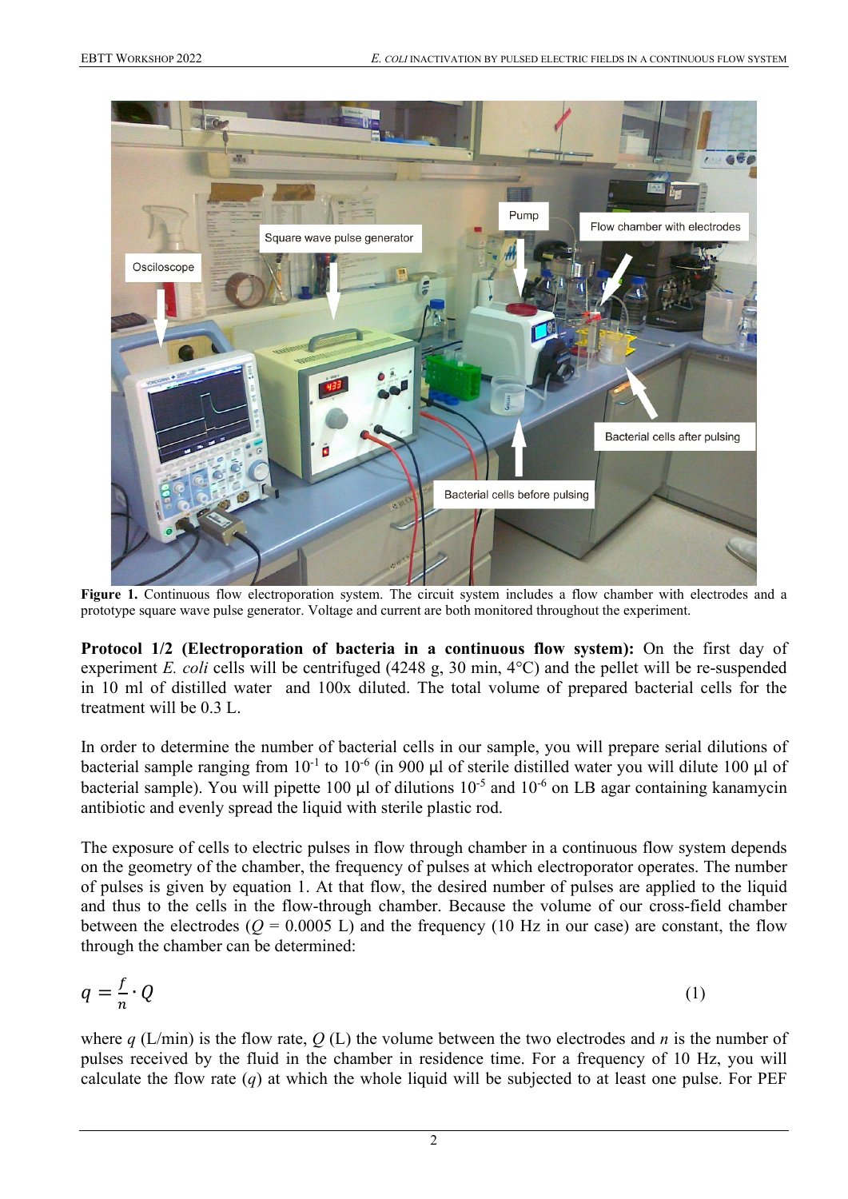**Figure 1.** Continuous flow electroporation system. The circuit system includes a flow chamber with electrodes and a prototype square wave pulse generator. Voltage and current are both monitored throughout the experiment.

**Protocol 1/2 (Electroporation of bacteria in a continuous flow system):** On the first day of experiment *E. coli* cells will be centrifuged (4248 g, 30 min, 4°C) and the pellet will be re-suspended in 10 ml of distilled water and 100x diluted. The total volume of prepared bacterial cells for the treatment will be 0.3 L.

In order to determine the number of bacterial cells in our sample, you will prepare serial dilutions of bacterial sample ranging from $10^{-1}$ to $10^{-6}$ (in 900 µl of sterile distilled water you will dilute 100 µl of bacterial sample). You will pipette 100 µl of dilutions $10^{-5}$ and $10^{-6}$ on LB agar containing kanamycin antibiotic and evenly spread the liquid with sterile plastic rod.

The exposure of cells to electric pulses in flow through chamber in a continuous flow system depends on the geometry of the chamber, the frequency of pulses at which electroporator operates. The number of pulses is given by equation 1. At that flow, the desired number of pulses are applied to the liquid and thus to the cells in the flow-through chamber. Because the volume of our cross-field chamber between the electrodes ($Q$ = 0.0005 L) and the frequency (10 Hz in our case) are constant, the flow through the chamber can be determined:

$$q = \frac{f}{n} \cdot Q \tag{1}$$

where $q$ (L/min) is the flow rate, $Q$ (L) the volume between the two electrodes and $n$ is the number of pulses received by the fluid in the chamber in residence time. For a frequency of 10 Hz, you will calculate the flow rate ($q$) at which the whole liquid will be subjected to at least one pulse. For PEF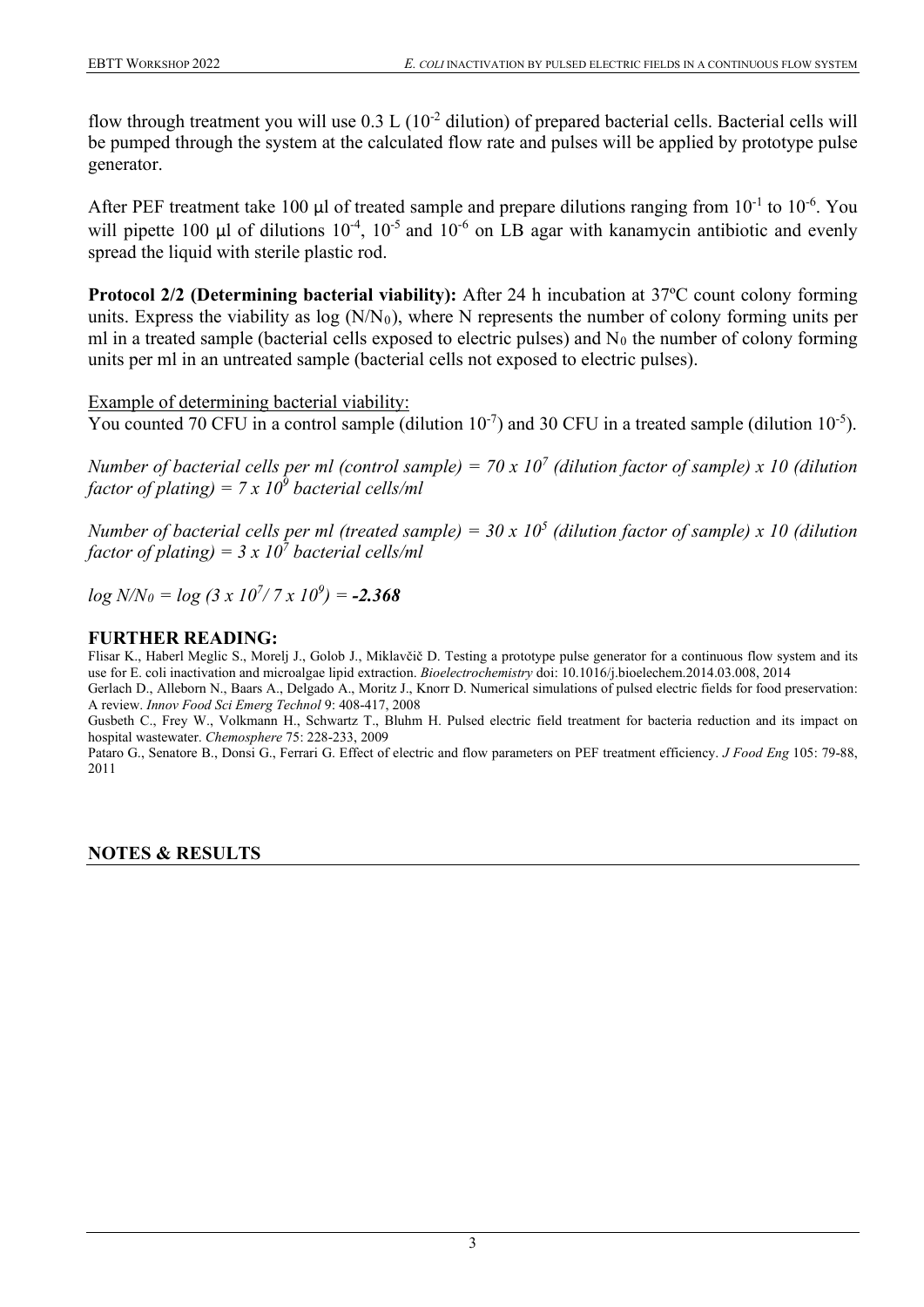flow through treatment you will use 0.3 L ($10^{-2}$ dilution) of prepared bacterial cells. Bacterial cells will be pumped through the system at the calculated flow rate and pulses will be applied by prototype pulse generator.

After PEF treatment take 100 µl of treated sample and prepare dilutions ranging from $10^{-1}$ to $10^{-6}$. You will pipette 100 µl of dilutions $10^{-4}$, $10^{-5}$ and $10^{-6}$ on LB agar with kanamycin antibiotic and evenly spread the liquid with sterile plastic rod.

**Protocol 2/2 (Determining bacterial viability):** After 24 h incubation at 37ºC count colony forming units. Express the viability as log ($N/N_0$), where N represents the number of colony forming units per ml in a treated sample (bacterial cells exposed to electric pulses) and $N_0$ the number of colony forming units per ml in an untreated sample (bacterial cells not exposed to electric pulses).

<u>Example of determining bacterial viability:</u>
You counted 70 CFU in a control sample (dilution $10^{-7}$) and 30 CFU in a treated sample (dilution $10^{-5}$).

*Number of bacterial cells per ml (control sample) = 70 x $10^7$ (dilution factor of sample) x 10 (dilution factor of plating) = 7 x $10^9$ bacterial cells/ml*

*Number of bacterial cells per ml (treated sample) = 30 x $10^5$ (dilution factor of sample) x 10 (dilution factor of plating) = 3 x $10^7$ bacterial cells/ml*

*$\log N/N_0 = \log (3 \times 10^7 / 7 \times 10^9) =$* ***-2.368***

## FURTHER READING:

Flisar K., Haberl Meglic S., Morelj J., Golob J., Miklavčič D. Testing a prototype pulse generator for a continuous flow system and its use for E. coli inactivation and microalgae lipid extraction. *Bioelectrochemistry* doi: 10.1016/j.bioelechem.2014.03.008, 2014

Gerlach D., Alleborn N., Baars A., Delgado A., Moritz J., Knorr D. Numerical simulations of pulsed electric fields for food preservation: A review. *Innov Food Sci Emerg Technol* 9: 408-417, 2008

Gusbeth C., Frey W., Volkmann H., Schwartz T., Bluhm H. Pulsed electric field treatment for bacteria reduction and its impact on hospital wastewater. *Chemosphere* 75: 228-233, 2009

Pataro G., Senatore B., Donsi G., Ferrari G. Effect of electric and flow parameters on PEF treatment efficiency. *J Food Eng* 105: 79-88, 2011

## NOTES & RESULTS